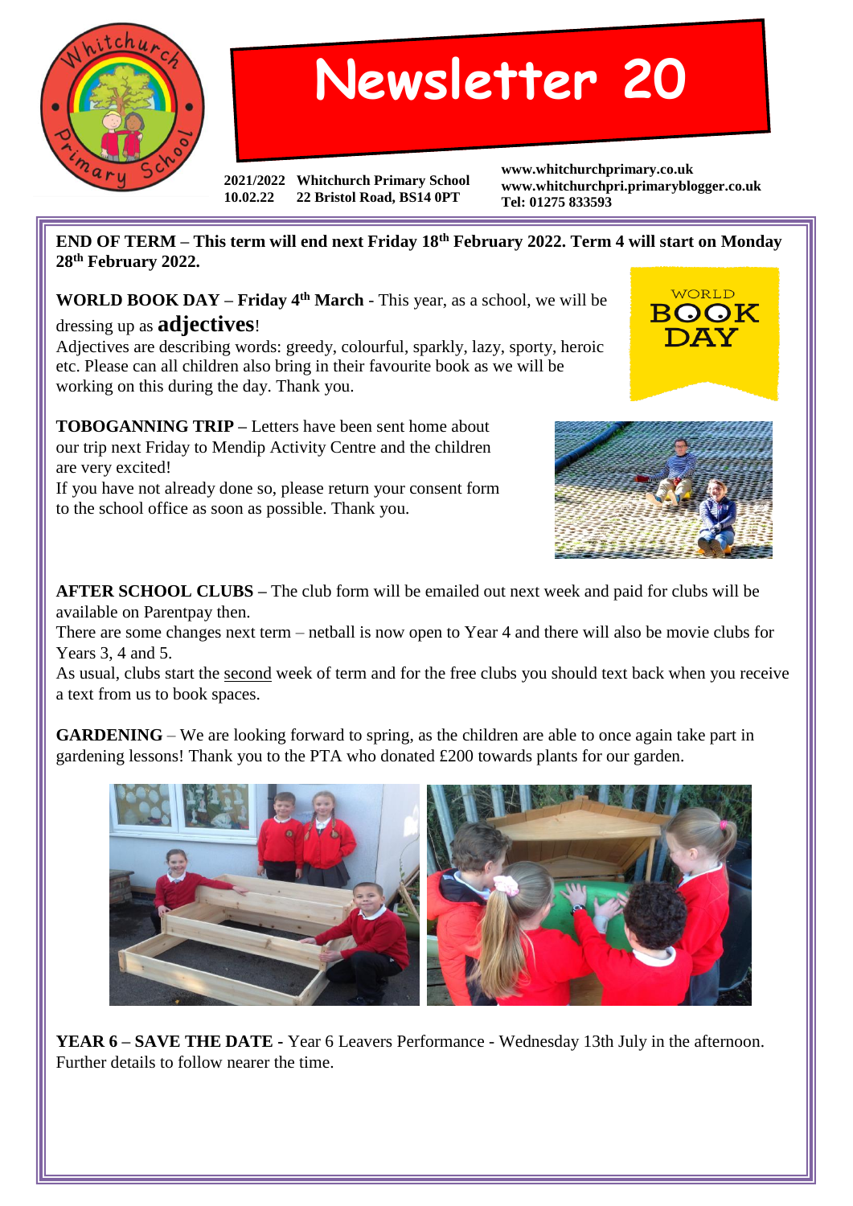# Newsletter 20

**2021/2022** **Whitchurch Primary School**
**10.02.22** **22 Bristol Road, BS14 0PT**

**www.whitchurchprimary.co.uk**
**www.whitchurchpri.primaryblogger.co.uk**
**Tel: 01275 833593**

**END OF TERM – This term will end next Friday 18th February 2022. Term 4 will start on Monday 28th February 2022.**

**WORLD BOOK DAY – Friday 4th March** - This year, as a school, we will be dressing up as **adjectives**!
Adjectives are describing words: greedy, colourful, sparkly, lazy, sporty, heroic etc. Please can all children also bring in their favourite book as we will be working on this during the day. Thank you.

**TOBOGANNING TRIP –** Letters have been sent home about our trip next Friday to Mendip Activity Centre and the children are very excited!
If you have not already done so, please return your consent form to the school office as soon as possible. Thank you.

**AFTER SCHOOL CLUBS –** The club form will be emailed out next week and paid for clubs will be available on Parentpay then.
There are some changes next term – netball is now open to Year 4 and there will also be movie clubs for Years 3, 4 and 5.
As usual, clubs start the second week of term and for the free clubs you should text back when you receive a text from us to book spaces.

**GARDENING** – We are looking forward to spring, as the children are able to once again take part in gardening lessons! Thank you to the PTA who donated £200 towards plants for our garden.

**YEAR 6 – SAVE THE DATE** - Year 6 Leavers Performance - Wednesday 13th July in the afternoon. Further details to follow nearer the time.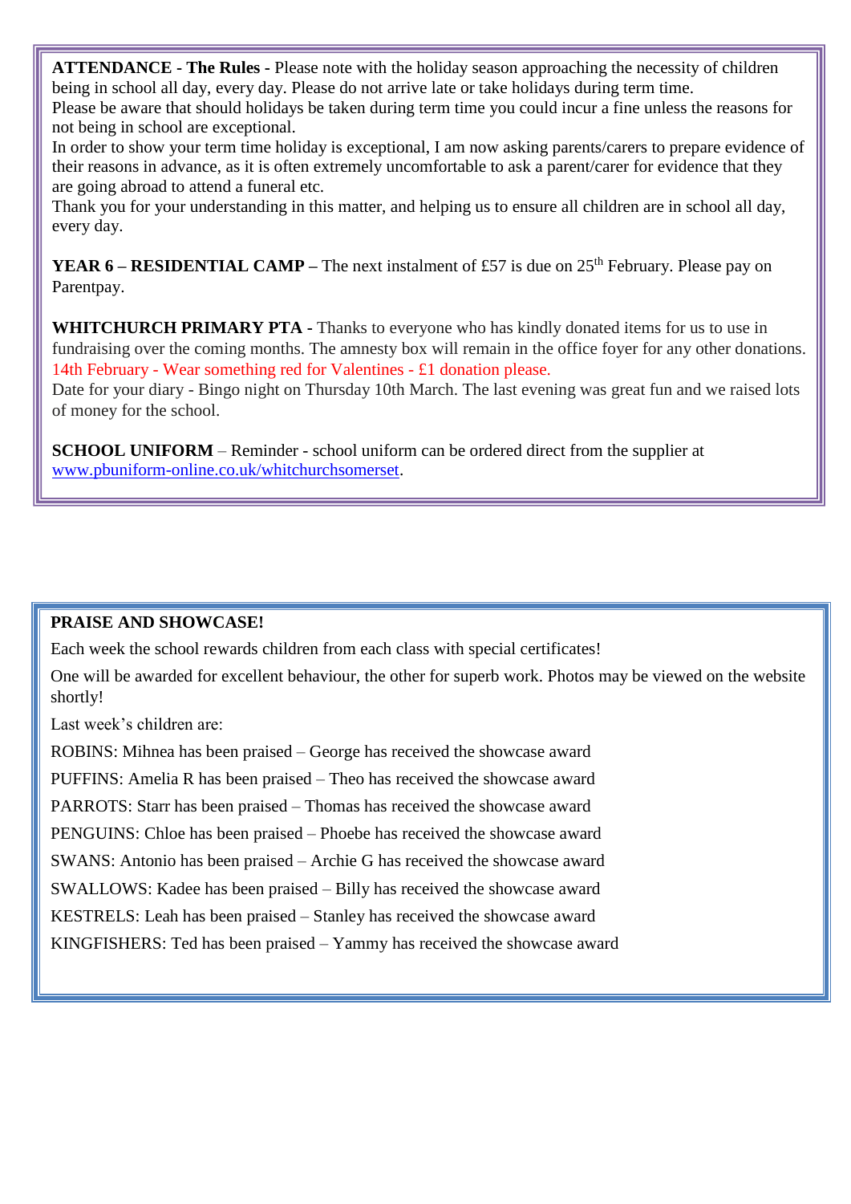**ATTENDANCE - The Rules -** Please note with the holiday season approaching the necessity of children being in school all day, every day. Please do not arrive late or take holidays during term time.

Please be aware that should holidays be taken during term time you could incur a fine unless the reasons for not being in school are exceptional.

In order to show your term time holiday is exceptional, I am now asking parents/carers to prepare evidence of their reasons in advance, as it is often extremely uncomfortable to ask a parent/carer for evidence that they are going abroad to attend a funeral etc.

Thank you for your understanding in this matter, and helping us to ensure all children are in school all day, every day.

**YEAR 6 – RESIDENTIAL CAMP –** The next instalment of £57 is due on 25th February. Please pay on Parentpay.

**WHITCHURCH PRIMARY PTA -** Thanks to everyone who has kindly donated items for us to use in fundraising over the coming months. The amnesty box will remain in the office foyer for any other donations.

14th February - Wear something red for Valentines - £1 donation please.

Date for your diary - Bingo night on Thursday 10th March. The last evening was great fun and we raised lots of money for the school.

**SCHOOL UNIFORM** – Reminder - school uniform can be ordered direct from the supplier at [www.pbuniform-online.co.uk/whitchurchsomerset](www.pbuniform-online.co.uk/whitchurchsomerset).

**PRAISE AND SHOWCASE!**

Each week the school rewards children from each class with special certificates!

One will be awarded for excellent behaviour, the other for superb work. Photos may be viewed on the website shortly!

Last week's children are:

ROBINS: Mihnea has been praised – George has received the showcase award

PUFFINS: Amelia R has been praised – Theo has received the showcase award

PARROTS: Starr has been praised – Thomas has received the showcase award

PENGUINS: Chloe has been praised – Phoebe has received the showcase award

SWANS: Antonio has been praised – Archie G has received the showcase award

SWALLOWS: Kadee has been praised – Billy has received the showcase award

KESTRELS: Leah has been praised – Stanley has received the showcase award

KINGFISHERS: Ted has been praised – Yammy has received the showcase award